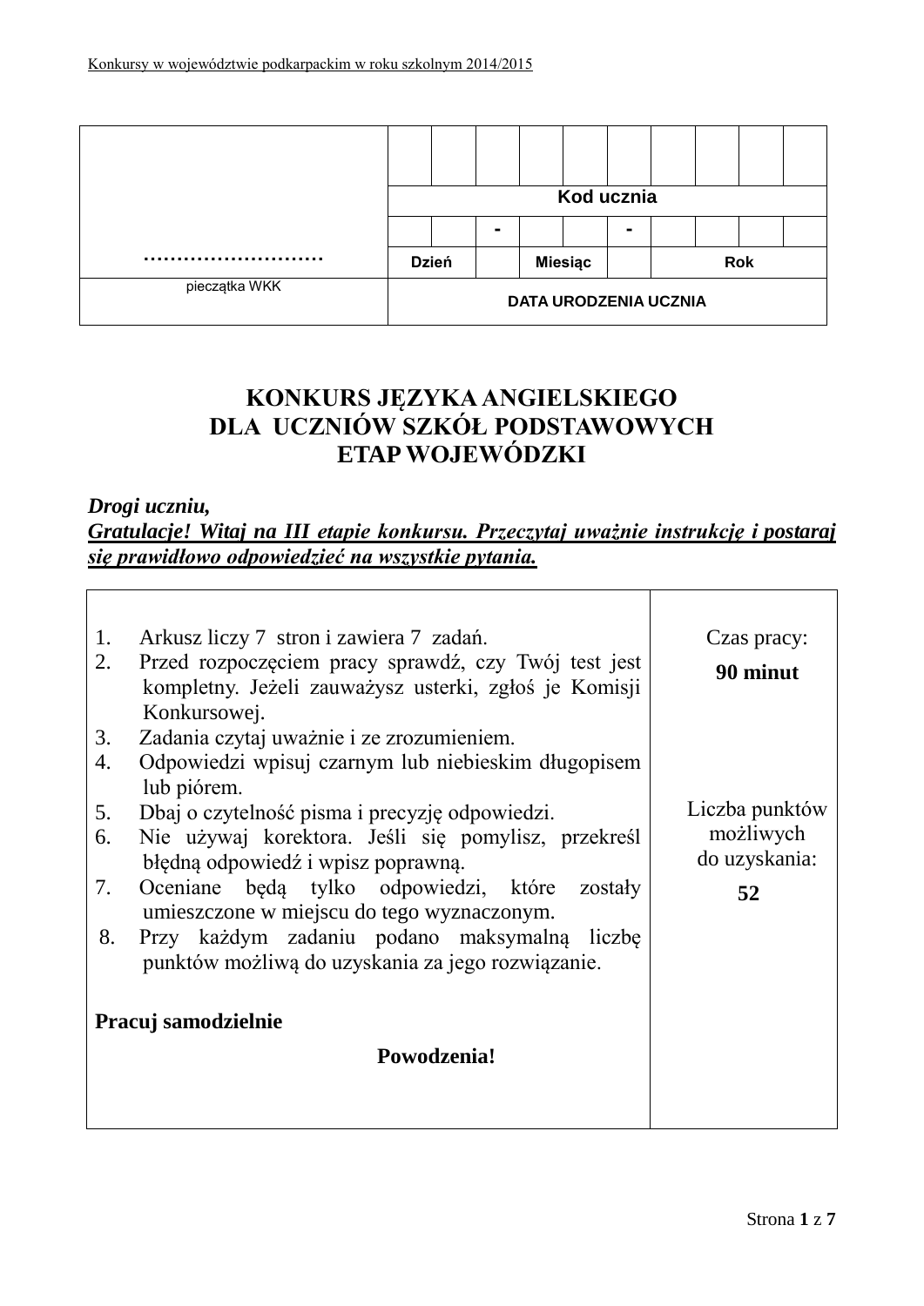| ……………………… | | | | | | | | | | |
|---|---|---|---|---|---|---|---|---|---|---|
| | | | | | | | | | | |
| | Kod ucznia | | | | | | | | | |
| | | | - | | | - | | | | |
| | Dzień | | | Miesiąc | | | Rok | | | |
| pieczątka WKK | DATA URODZENIA UCZNIA | | | | | | | | | |

# KONKURS JĘZYKA ANGIELSKIEGO DLA UCZNIÓW SZKÓŁ PODSTAWOWYCH ETAP WOJEWÓDZKI

***Drogi uczniu,***

***Gratulacje! Witaj na III etapie konkursu. Przeczytaj uważnie instrukcję i postaraj się prawidłowo odpowiedzieć na wszystkie pytania.***

| | |
|---|---|
| 1. Arkusz liczy 7 stron i zawiera 7 zadań.<br>2. Przed rozpoczęciem pracy sprawdź, czy Twój test jest kompletny. Jeżeli zauważysz usterki, zgłoś je Komisji Konkursowej.<br>3. Zadania czytaj uważnie i ze zrozumieniem.<br>4. Odpowiedzi wpisuj czarnym lub niebieskim długopisem lub piórem.<br>5. Dbaj o czytelność pisma i precyzję odpowiedzi.<br>6. Nie używaj korektora. Jeśli się pomylisz, przekreśl błędną odpowiedź i wpisz poprawną.<br>7. Oceniane będą tylko odpowiedzi, które zostały umieszczone w miejscu do tego wyznaczonym.<br>8. Przy każdym zadaniu podano maksymalną liczbę punktów możliwą do uzyskania za jego rozwiązanie.<br><br>**Pracuj samodzielnie**<br><br>**Powodzenia!** | Czas pracy:<br>**90 minut**<br><br>Liczba punktów możliwych do uzyskania:<br>**52** |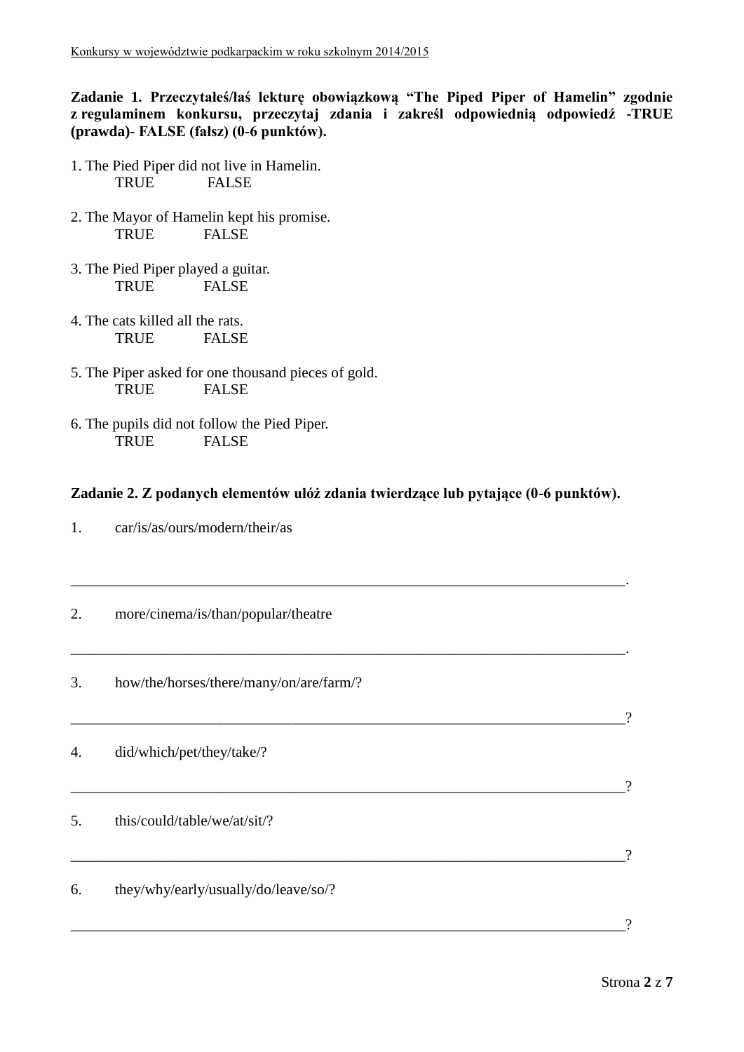**Zadanie 1. Przeczytałeś/łaś lekturę obowiązkową “The Piped Piper of Hamelin” zgodnie z regulaminem konkursu, przeczytaj zdania i zakreśl odpowiednią odpowiedź -TRUE (prawda)- FALSE (fałsz) (0-6 punktów).**

1. The Pied Piper did not live in Hamelin.
   TRUE FALSE

2. The Mayor of Hamelin kept his promise.
   TRUE FALSE

3. The Pied Piper played a guitar.
   TRUE FALSE

4. The cats killed all the rats.
   TRUE FALSE

5. The Piper asked for one thousand pieces of gold.
   TRUE FALSE

6. The pupils did not follow the Pied Piper.
   TRUE FALSE

**Zadanie 2. Z podanych elementów ułóż zdania twierdzące lub pytające (0-6 punktów).**

1. car/is/as/ours/modern/their/as

____________________________________________________________________________.

2. more/cinema/is/than/popular/theatre

____________________________________________________________________________.

3. how/the/horses/there/many/on/are/farm/?

____________________________________________________________________________?

4. did/which/pet/they/take/?

____________________________________________________________________________?

5. this/could/table/we/at/sit/?

____________________________________________________________________________?

6. they/why/early/usually/do/leave/so/?

____________________________________________________________________________?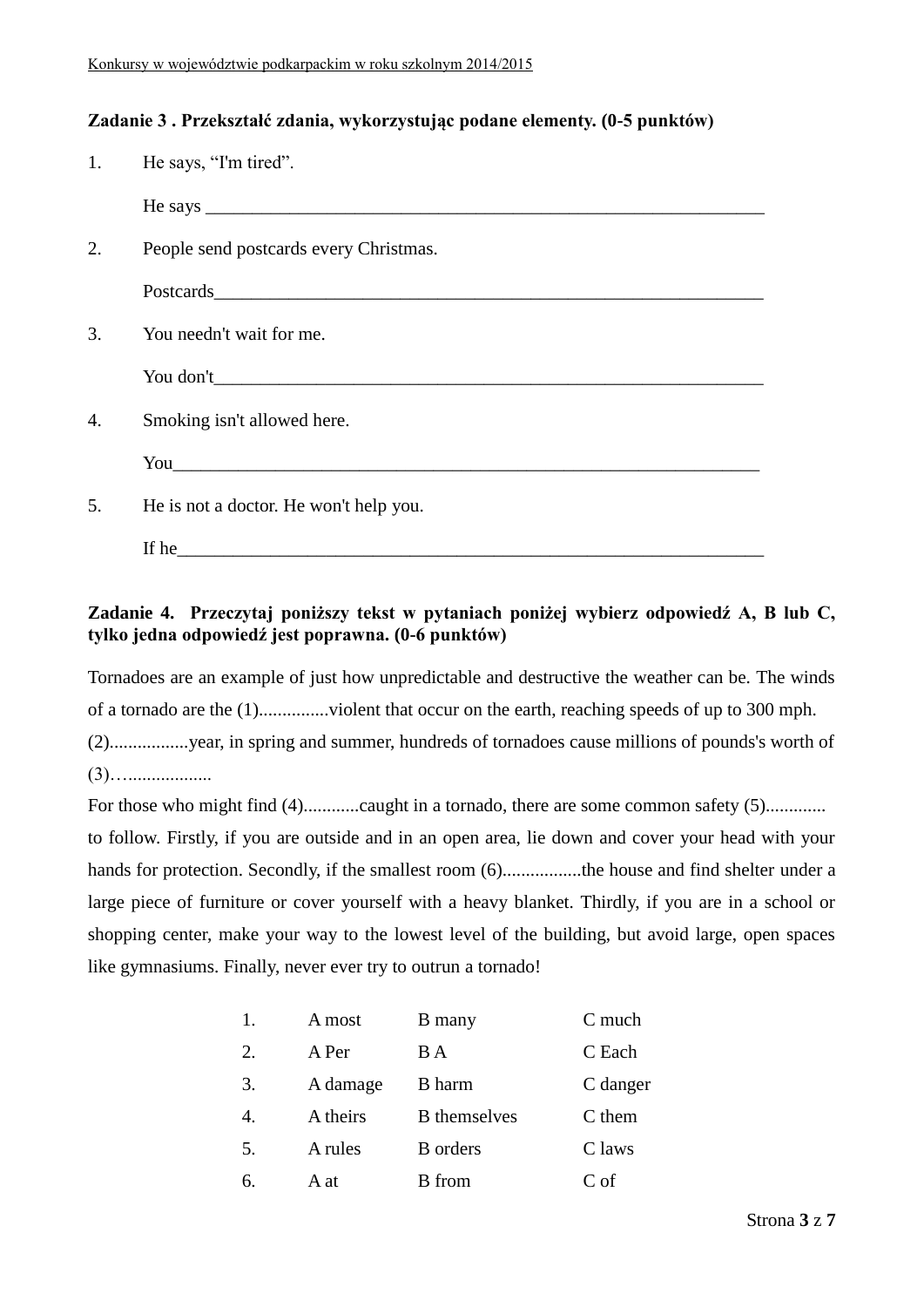**Zadanie 3 . Przekształć zdania, wykorzystując podane elementy. (0-5 punktów)**

1. He says, “I'm tired”.

   He says ______________________________________________________________

2. People send postcards every Christmas.

   Postcards______________________________________________________________

3. You needn't wait for me.

   You don't______________________________________________________________

4. Smoking isn't allowed here.

   You_________________________________________________________________

5. He is not a doctor. He won't help you.

   If he________________________________________________________________

**Zadanie 4. Przeczytaj poniższy tekst w pytaniach poniżej wybierz odpowiedź A, B lub C, tylko jedna odpowiedź jest poprawna. (0-6 punktów)**

Tornadoes are an example of just how unpredictable and destructive the weather can be. The winds of a tornado are the (1)...............violent that occur on the earth, reaching speeds of up to 300 mph. (2).................year, in spring and summer, hundreds of tornadoes cause millions of pounds's worth of (3)…..................

For those who might find (4)............caught in a tornado, there are some common safety (5)............. to follow. Firstly, if you are outside and in an open area, lie down and cover your head with your hands for protection. Secondly, if the smallest room (6).................the house and find shelter under a large piece of furniture or cover yourself with a heavy blanket. Thirdly, if you are in a school or shopping center, make your way to the lowest level of the building, but avoid large, open spaces like gymnasiums. Finally, never ever try to outrun a tornado!

| | | | |
|---|---|---|---|
| 1. | A most | B many | C much |
| 2. | A Per | B A | C Each |
| 3. | A damage | B harm | C danger |
| 4. | A theirs | B themselves | C them |
| 5. | A rules | B orders | C laws |
| 6. | A at | B from | C of |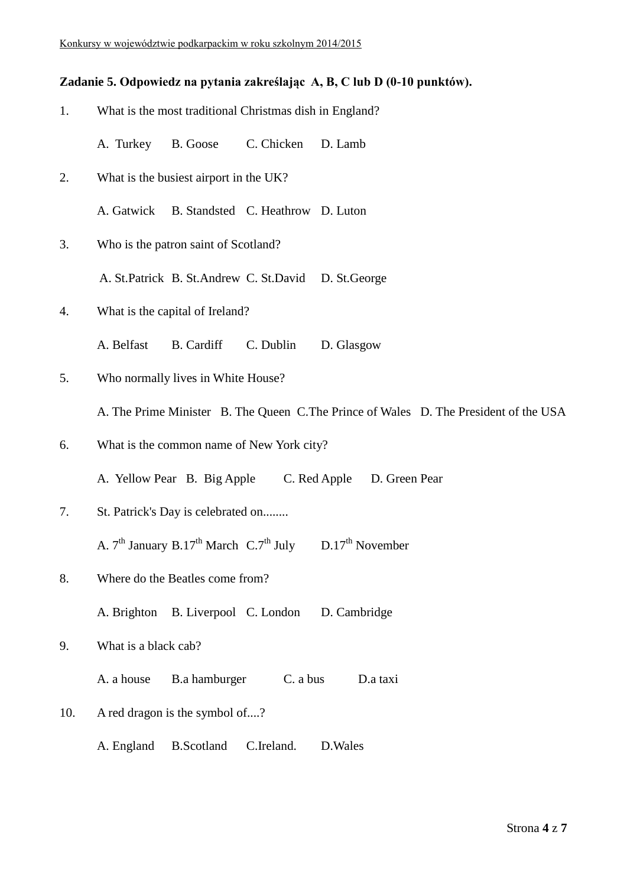**Zadanie 5. Odpowiedz na pytania zakreślając A, B, C lub D (0-10 punktów).**

1. What is the most traditional Christmas dish in England?

   A. Turkey  B. Goose  C. Chicken  D. Lamb

2. What is the busiest airport in the UK?

   A. Gatwick  B. Standsted  C. Heathrow  D. Luton

3. Who is the patron saint of Scotland?

   A. St.Patrick  B. St.Andrew  C. St.David  D. St.George

4. What is the capital of Ireland?

   A. Belfast  B. Cardiff  C. Dublin  D. Glasgow

5. Who normally lives in White House?

   A. The Prime Minister  B. The Queen  C.The Prince of Wales  D. The President of the USA

6. What is the common name of New York city?

   A. Yellow Pear  B. Big Apple  C. Red Apple  D. Green Pear

7. St. Patrick's Day is celebrated on........

   A. 7$^{th}$ January  B.17$^{th}$ March  C.7$^{th}$ July  D.17$^{th}$ November

8. Where do the Beatles come from?

   A. Brighton  B. Liverpool  C. London  D. Cambridge

9. What is a black cab?

   A. a house  B.a hamburger  C. a bus  D.a taxi

10. A red dragon is the symbol of....?

    A. England  B.Scotland  C.Ireland.  D.Wales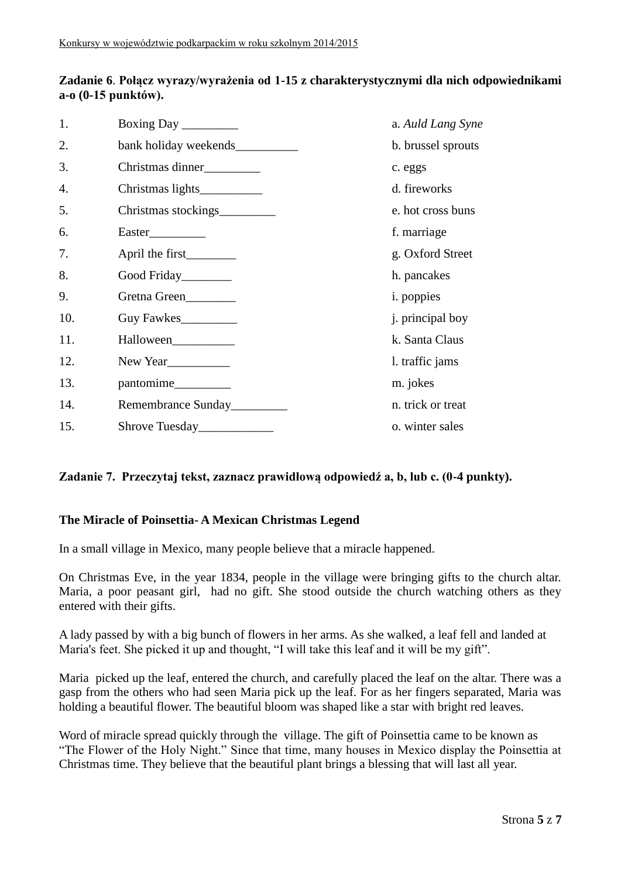**Zadanie 6**. **Połącz wyrazy/wyrażenia od 1-15 z charakterystycznymi dla nich odpowiednikami a-o (0-15 punktów).**

| | | |
|---|---|---|
| 1. | Boxing Day _________ | a. *Auld Lang Syne* |
| 2. | bank holiday weekends__________ | b. brussel sprouts |
| 3. | Christmas dinner_________ | c. eggs |
| 4. | Christmas lights__________ | d. fireworks |
| 5. | Christmas stockings_________ | e. hot cross buns |
| 6. | Easter_________ | f. marriage |
| 7. | April the first________ | g. Oxford Street |
| 8. | Good Friday________ | h. pancakes |
| 9. | Gretna Green________ | i. poppies |
| 10. | Guy Fawkes_________ | j. principal boy |
| 11. | Halloween__________ | k. Santa Claus |
| 12. | New Year__________ | l. traffic jams |
| 13. | pantomime_________ | m. jokes |
| 14. | Remembrance Sunday_________ | n. trick or treat |
| 15. | Shrove Tuesday____________ | o. winter sales |

**Zadanie 7. Przeczytaj tekst, zaznacz prawidłową odpowiedź a, b, lub c. (0-4 punkty).**

**The Miracle of Poinsettia- A Mexican Christmas Legend**

In a small village in Mexico, many people believe that a miracle happened.

On Christmas Eve, in the year 1834, people in the village were bringing gifts to the church altar. Maria, a poor peasant girl, had no gift. She stood outside the church watching others as they entered with their gifts.

A lady passed by with a big bunch of flowers in her arms. As she walked, a leaf fell and landed at Maria's feet. She picked it up and thought, "I will take this leaf and it will be my gift".

Maria picked up the leaf, entered the church, and carefully placed the leaf on the altar. There was a gasp from the others who had seen Maria pick up the leaf. For as her fingers separated, Maria was holding a beautiful flower. The beautiful bloom was shaped like a star with bright red leaves.

Word of miracle spread quickly through the village. The gift of Poinsettia came to be known as "The Flower of the Holy Night." Since that time, many houses in Mexico display the Poinsettia at Christmas time. They believe that the beautiful plant brings a blessing that will last all year.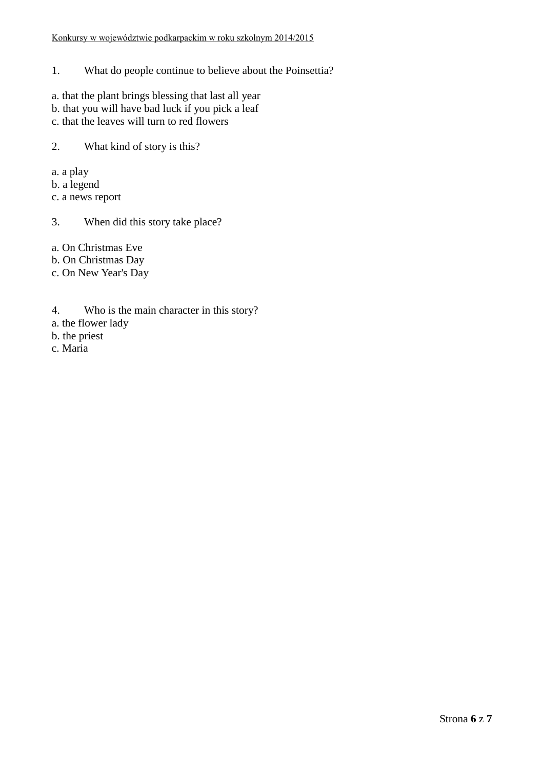1. What do people continue to believe about the Poinsettia?

a. that the plant brings blessing that last all year
b. that you will have bad luck if you pick a leaf
c. that the leaves will turn to red flowers

2. What kind of story is this?

a. a play
b. a legend
c. a news report

3. When did this story take place?

a. On Christmas Eve
b. On Christmas Day
c. On New Year's Day

4. Who is the main character in this story?
a. the flower lady
b. the priest
c. Maria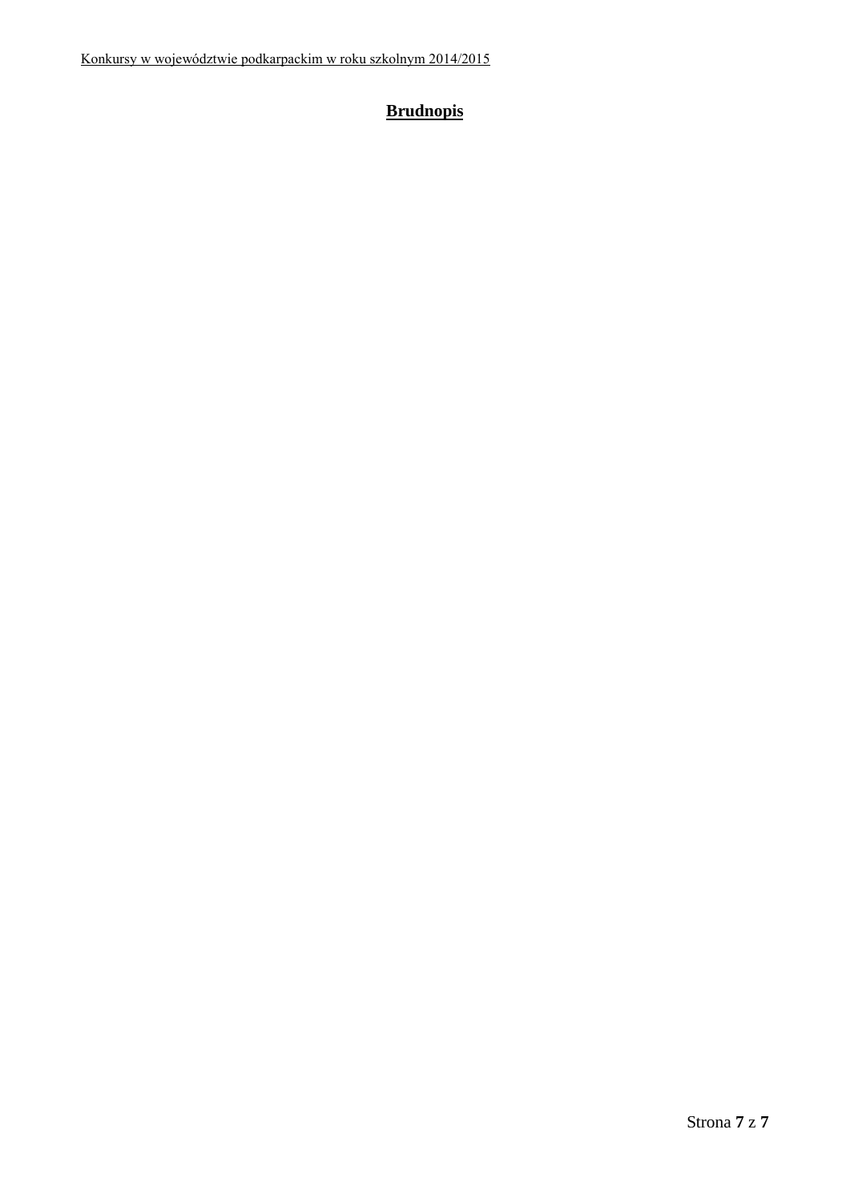## Brudnopis